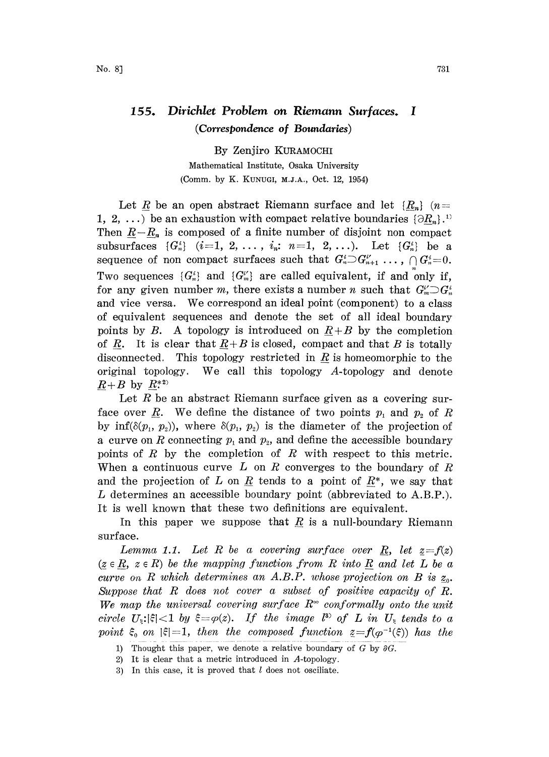# 155. Dirichlet Problem on Riemann Surfaces. I

## (Correspondence of Boundaries)

By Zenjiro KURAMOCHI

Mathematical Institute, Osaka University

(Comm. by K. KUNUGI, M.J.A., Oct. 12, 1954)

Let $\underline{R}$ be an open abstract Riemann surface and let $\{\underline{R}_n\}$ $(n=1, 2, \dots)$ be an exhaustion with compact relative boundaries $\{\partial \underline{R}_n\}$.[1] Then $\underline{R}-\underline{R}_n$ is composed of a finite number of disjoint non compact subsurfaces $\{G^i_n\}$ $(i=1, 2, \dots, i_n: n=1, 2, \dots)$. Let $\{G^i_n\}$ be a sequence of non compact surfaces such that $G^i_n \supset G^{i'}_{n+1} \dots, \bigcap_n G^i_n = 0$. Two sequences $\{G^i_n\}$ and $\{G^{i'}_m\}$ are called equivalent, if and only if, for any given number $m$, there exists a number $n$ such that $G^{i'}_m \supset G^i_n$ and vice versa. We correspond an ideal point (component) to a class of equivalent sequences and denote the set of all ideal boundary points by $B$. A topology is introduced on $\underline{R}+B$ by the completion of $\underline{R}$. It is clear that $\underline{R}+B$ is closed, compact and that $B$ is totally disconnected. This topology restricted in $\underline{R}$ is homeomorphic to the original topology. We call this topology $A$-topology and denote $\underline{R}+B$ by $\underline{R}^*$.[2]

Let $R$ be an abstract Riemann surface given as a covering surface over $\underline{R}$. We define the distance of two points $p_1$ and $p_2$ of $R$ by $\inf(\delta(p_1, p_2))$, where $\delta(p_1, p_2)$ is the diameter of the projection of a curve on $R$ connecting $p_1$ and $p_2$, and define the accessible boundary points of $R$ by the completion of $R$ with respect to this metric. When a continuous curve $L$ on $R$ converges to the boundary of $R$ and the projection of $L$ on $\underline{R}$ tends to a point of $\underline{R}^*$, we say that $L$ determines an accessible boundary point (abbreviated to A.B.P.). It is well known that these two definitions are equivalent.

In this paper we suppose that $\underline{R}$ is a null-boundary Riemann surface.

*Lemma 1.1. Let $R$ be a covering surface over $\underline{R}$, let $\underline{z}=f(z)$ $(\underline{z} \in \underline{R},\ z \in R)$ be the mapping function from $R$ into $\underline{R}$ and let $L$ be a curve on $R$ which determines an A.B.P. whose projection on $B$ is $\underline{z}_0$. Suppose that $R$ does not cover a subset of positive capacity of $R$. We map the universal covering surface $R^\infty$ conformally onto the unit circle $U_\xi: |\xi|<1$ by $\xi=\varphi(z)$. If the image $l$*[3] *of $L$ in $U_\xi$ tends to a point $\xi_0$ on $|\xi|=1$, then the composed function $\underline{z}=f(\varphi^{-1}(\xi))$ has the*

---

1) Thought this paper, we denote a relative boundary of $G$ by $\partial G$.

2) It is clear that a metric introduced in $A$-topology.

3) In this case, it is proved that $l$ does not osciliate.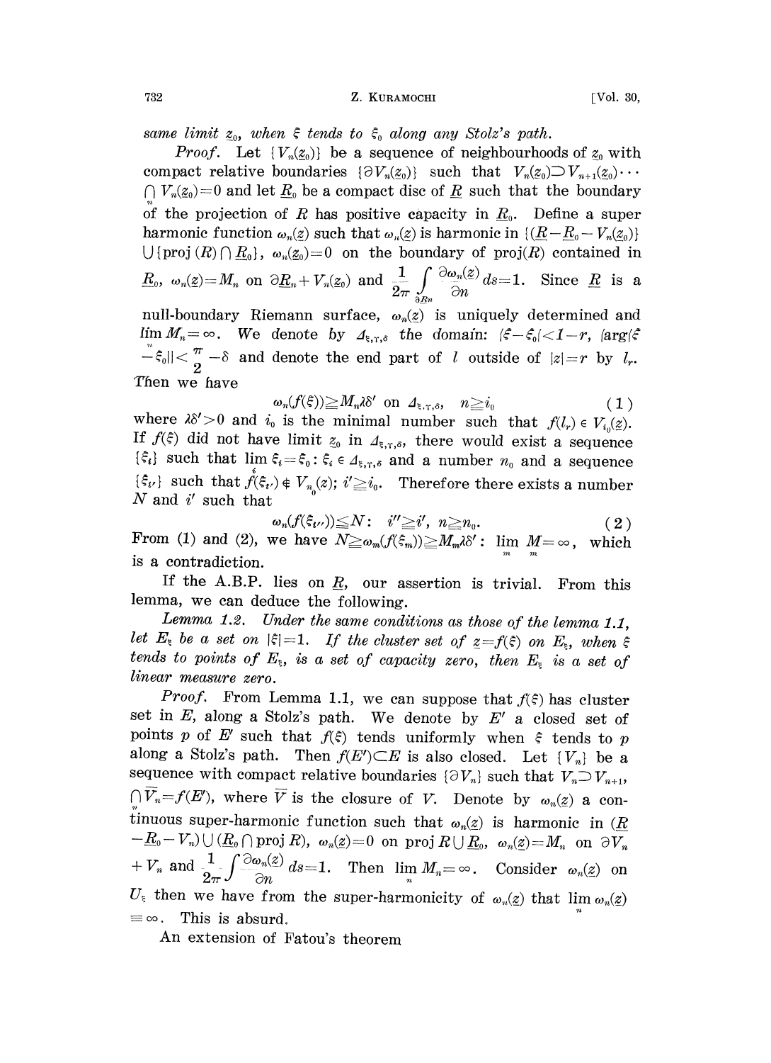*same limit $\underline{z}_0$, when $\xi$ tends to $\xi_0$ along any Stolz's path.*

*Proof.* Let $\{V_n(\underline{z}_0)\}$ be a sequence of neighbourhoods of $\underline{z}_0$ with compact relative boundaries $\{\partial V_n(\underline{z}_0)\}$ such that $V_n(\underline{z}_0) \supset V_{n+1}(\underline{z}_0) \cdots \bigcap_n V_n(\underline{z}_0) = 0$ and let $\underline{R}_0$ be a compact disc of $\underline{R}$ such that the boundary of the projection of $R$ has positive capacity in $\underline{R}_0$. Define a super harmonic function $\omega_n(\underline{z})$ such that $\omega_n(\underline{z})$ is harmonic in $\{(\underline{R} - \underline{R}_0 - V_n(\underline{z}_0)\}$ $\cup \{\text{proj}\,(R) \cap \underline{R}_0\}$, $\omega_n(\underline{z}_0) = 0$ on the boundary of proj$(R)$ contained in $\underline{R}_0$, $\omega_n(\underline{z}) = M_n$ on $\partial \underline{R}_n + V_n(\underline{z}_0)$ and $\frac{1}{2\pi} \int\limits_{\partial \underline{R}n} \frac{\partial \omega_n(\underline{z})}{\partial n} ds = 1$. Since $\underline{R}$ is a null-boundary Riemann surface, $\omega_n(\underline{z})$ is uniquely determined and $\lim_n M_n = \infty$. We denote by $\Delta_{\xi,\gamma,\delta}$ the domain: $|\xi - \xi_0| < 1 - r$, $|\arg|\xi - \xi_0|| < \frac{\pi}{2} - \delta$ and denote the end part of $l$ outside of $|z| = r$ by $l_r$. Then we have

$$\omega_n(f(\xi)) \geqq M_n \lambda \delta' \text{ on } \Delta_{\xi,\gamma,\delta}, \quad n \geqq i_0 \tag{1}$$

where $\lambda\delta' > 0$ and $i_0$ is the minimal number such that $f(l_r) \in V_{i_0}(\underline{z})$. If $f(\xi)$ did not have limit $\underline{z}_0$ in $\Delta_{\xi,\gamma,\delta}$, there would exist a sequence $\{\xi_i\}$ such that $\lim_i \xi_i = \xi_0 : \xi_i \in \Delta_{\xi,\gamma,\delta}$ and a number $n_0$ and a sequence $\{\xi_{i'}\}$ such that $f(\xi_{i'}) \notin V_{n_0}(z)$; $i' \geqq i_0$. Therefore there exists a number $N$ and $i'$ such that

$$\omega_n(f(\xi_{i''})) \leqq N : \quad i'' \geqq i', \ n \geqq n_0. \tag{2}$$

From (1) and (2), we have $N \geqq \omega_m(f(\xi_m)) \geqq M_m \lambda \delta'$ : $\lim_m M_m = \infty$, which is a contradiction.

If the A.B.P. lies on $\underline{R}$, our assertion is trivial. From this lemma, we can deduce the following.

*Lemma 1.2. Under the same conditions as those of the lemma 1.1, let $E_\xi$ be a set on $|\xi| = 1$. If the cluster set of $\underline{z} = f(\xi)$ on $E_\xi$, when $\xi$ tends to points of $E_\xi$, is a set of capacity zero, then $E_\xi$ is a set of linear measure zero.*

*Proof.* From Lemma 1.1, we can suppose that $f(\xi)$ has cluster set in $E$, along a Stolz's path. We denote by $E'$ a closed set of points $p$ of $E'$ such that $f(\xi)$ tends uniformly when $\xi$ tends to $p$ along a Stolz's path. Then $f(E') \subset E$ is also closed. Let $\{V_n\}$ be a sequence with compact relative boundaries $\{\partial V_n\}$ such that $V_n \supset V_{n+1}$, $\bigcap_n \overline{V}_n = f(E')$, where $\overline{V}$ is the closure of $V$. Denote by $\omega_n(\underline{z})$ a continuous super-harmonic function such that $\omega_n(\underline{z})$ is harmonic in $(\underline{R} - \underline{R}_0 - V_n) \cup (\underline{R}_0 \cap \text{proj}\, R)$, $\omega_n(\underline{z}) = 0$ on proj $R \cup \underline{R}_0$, $\omega_n(\underline{z}) = M_n$ on $\partial V_n + V_n$ and $\frac{1}{2\pi} \int \frac{\partial \omega_n(\underline{z})}{\partial n} ds = 1$. Then $\lim_n M_n = \infty$. Consider $\omega_n(\underline{z})$ on $U_\xi$ then we have from the super-harmonicity of $\omega_n(\underline{z})$ that $\lim_n \omega_n(\underline{z}) \equiv \infty$. This is absurd.

An extension of Fatou's theorem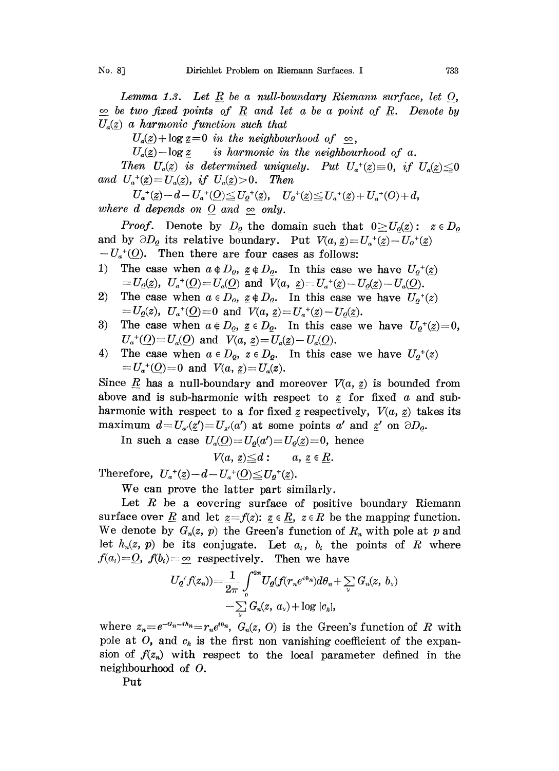*Lemma 1.3.* Let $\underline{R}$ be a null-boundary Riemann surface, let $\underline{O}$, $\underline{\infty}$ be two fixed points of $\underline{R}$ and let a be a point of $\underline{R}$. Denote by $U_a(\underline{z})$ a harmonic function such that

$U_a(\underline{z}) + \log \underline{z} = 0$ in the neighbourhood of $\underline{\infty}$,

$U_a(\underline{z}) - \log \underline{z}$ is harmonic in the neighbourhood of $a$.

Then $U_a(\underline{z})$ is determined uniquely. Put $U_a^+(\underline{z}) \equiv 0$, if $U_a(\underline{z}) \leqq 0$ and $U_a^+(\underline{z}) = U_a(\underline{z})$, if $U_a(\underline{z}) > 0$. Then

$$U_a^+(\underline{z}) - d - U_a^+(\underline{O}) \leqq U_{\underline{O}}^+(\underline{z}), \quad U_{\underline{O}}^+(\underline{z}) \leqq U_a^+(\underline{z}) + U_a^+(O) + d,$$

where $d$ depends on $\underline{O}$ and $\underline{\infty}$ only.

*Proof.* Denote by $D_{\underline{O}}$ the domain such that $0 \geqq U_{\underline{O}}(\underline{z})$: $z \in D_{\underline{O}}$ and by $\partial D_{\underline{O}}$ its relative boundary. Put $V(a, \underline{z}) = U_a^+(\underline{z}) - U_{\underline{O}}^+(\underline{z}) - U_a^+(\underline{O})$. Then there are four cases as follows:

1) The case when $a \notin D_{\underline{O}}$, $\underline{z} \notin D_{\underline{O}}$. In this case we have $U_{\underline{O}}^+(\underline{z}) = U_{\underline{O}}(\underline{z})$, $U_a^+(\underline{O}) = U_a(\underline{O})$ and $V(a, \underline{z}) = U_a^+(\underline{z}) - U_{\underline{O}}(\underline{z}) - U_a(\underline{O})$.
2) The case when $a \in D_{\underline{O}}$, $\underline{z} \notin D_{\underline{O}}$. In this case we have $U_{\underline{O}}^+(\underline{z}) = U_{\underline{O}}(\underline{z})$, $U_a^+(\underline{O}) = 0$ and $V(a, \underline{z}) = U_a^+(\underline{z}) - U_{\underline{O}}(\underline{z})$.
3) The case when $a \notin D_{\underline{O}}$, $\underline{z} \in D_{\underline{O}}$. In this case we have $U_{\underline{O}}^+(\underline{z}) = 0$, $U_a^+(\underline{O}) = U_a(\underline{O})$ and $V(a, \underline{z}) = U_a(\underline{z}) - U_a(\underline{O})$.
4) The case when $a \in D_{\underline{O}}$, $z \in D_{\underline{O}}$. In this case we have $U_{\underline{O}}^+(\underline{z}) = U_a^+(\underline{O}) = 0$ and $V(a, \underline{z}) = U_a(\underline{z})$.

Since $\underline{R}$ has a null-boundary and moreover $V(a, \underline{z})$ is bounded from above and is sub-harmonic with respect to $\underline{z}$ for fixed $a$ and sub-harmonic with respect to a for fixed $\underline{z}$ respectively, $V(a, \underline{z})$ takes its maximum $d = U_{a'}(\underline{z}') = U_{\underline{z}'}(a')$ at some points $a'$ and $\underline{z}'$ on $\partial D_{\underline{O}}$.

In such a case $U_a(\underline{O}) = U_{\underline{O}}(a') = U_{\underline{O}}(\underline{z}) = 0$, hence

$$V(a, \underline{z}) \leqq d: \quad a, \underline{z} \in \underline{R}.$$

Therefore, $U_a^+(\underline{z}) - d - U_a^+(\underline{O}) \leqq U_{\underline{O}}^+(\underline{z})$.

We can prove the latter part similarly.

Let $R$ be a covering surface of positive boundary Riemann surface over $\underline{R}$ and let $\underline{z} = f(z)$: $\underline{z} \in \underline{R}$, $z \in R$ be the mapping function. We denote by $G_n(z, p)$ the Green's function of $R_n$ with pole at $p$ and let $h_n(z, p)$ be its conjugate. Let $a_i$, $b_i$ the points of $R$ where $f(a_i) = \underline{O}$, $f(b_i) = \underline{\infty}$ respectively. Then we have

$$U_{\underline{O}}(f(z_n)) = \frac{1}{2\pi} \int_0^{2\pi} U_{\underline{O}}(f(r_n e^{i\theta_n}) d\theta_n + \sum_\nu G_n(z, b_\nu) - \sum_\nu G_n(z, a_\nu) + \log |c_k|,$$

where $z_n = e^{-G_n - ih_n} = r_n e^{i\theta_n}$, $G_n(z, O)$ is the Green's function of $R$ with pole at $O$, and $c_k$ is the first non vanishing coefficient of the expansion of $f(z_n)$ with respect to the local parameter defined in the neighbourhood of $O$.

Put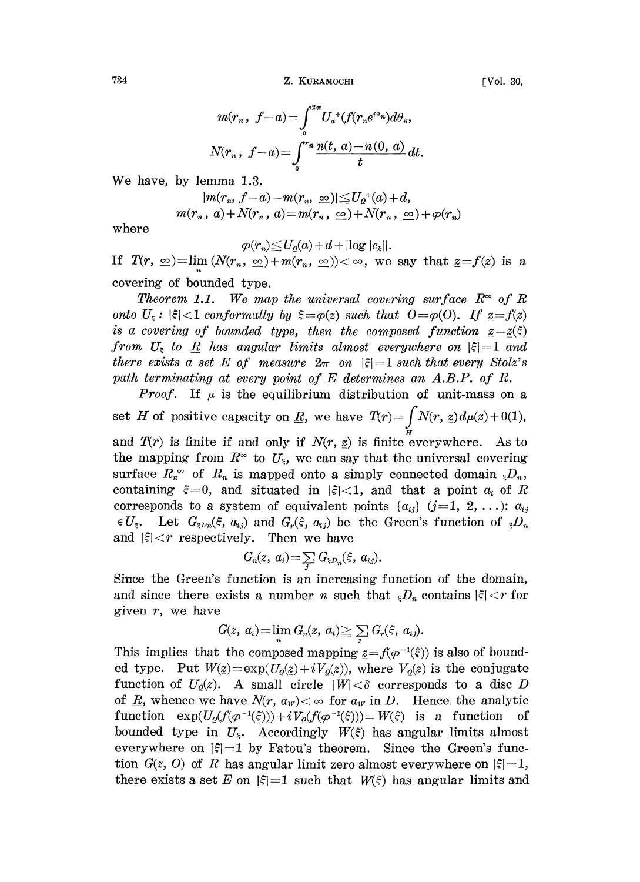$$m(r_n,\ f-a)=\int_0^{2\pi} U_a^+(f(r_n e^{i\theta_n})d\theta_n,$$

$$N(r_n,\ f-a)=\int_0^{r_n}\frac{n(t,\ a)-n(0,\ a)}{t}\,dt.$$

We have, by lemma 1.3.

$$|m(r_n,\ f-a)-m(r_n,\ \underline{\infty})|\leqq U_O^+(a)+d,$$

$$m(r_n,\ a)+N(r_n,\ a)=m(r_n,\ \underline{\infty})+N(r_n,\ \underline{\infty})+\varphi(r_n)$$

where

$$\varphi(r_n)\leqq U_O(a)+d+|\log|c_k||.$$

If $T(r,\ \underline{\infty})=\lim\limits_n(N(r_n,\ \underline{\infty})+m(r_n,\ \underline{\infty}))<\infty$, we say that $\underline{z}=f(z)$ is a covering of bounded type.

*Theorem 1.1. We map the universal covering surface $R^\infty$ of $R$ onto $U_\xi$: $|\xi|<1$ conformally by $\xi=\varphi(z)$ such that $O=\varphi(O)$. If $\underline{z}=f(z)$ is a covering of bounded type, then the composed function $\underline{z}=z(\xi)$ from $U_\xi$ to $\underline{R}$ has angular limits almost everywhere on $|\xi|=1$ and there exists a set $E$ of measure $2\pi$ on $|\xi|=1$ such that every Stolz's path terminating at every point of $E$ determines an A.B.P. of $R$.*

*Proof.* If $\mu$ is the equilibrium distribution of unit-mass on a set $H$ of positive capacity on $\underline{R}$, we have $T(r)=\int_H N(r,\ \underline{z})d\mu(\underline{z})+0(1)$, and $T(r)$ is finite if and only if $N(r,\ \underline{z})$ is finite everywhere. As to the mapping from $R^\infty$ to $U_\xi$, we can say that the universal covering surface $R_n^\infty$ of $R_n$ is mapped onto a simply connected domain ${}_\xi D_n$, containing $\xi=0$, and situated in $|\xi|<1$, and that a point $a_i$ of $R$ corresponds to a system of equivalent points $\{a_{ij}\}$ $(j=1,\ 2,\ \ldots)$: $a_{ij}\in U_\xi$. Let $G_{\xi D_n}(\xi,\ a_{ij})$ and $G_r(\xi,\ a_{ij})$ be the Green's function of ${}_\xi D_n$ and $|\xi|<r$ respectively. Then we have

$$G_n(z,\ a_i)=\sum_j G_{\xi D_n}(\xi,\ a_{ij}).$$

Since the Green's function is an increasing function of the domain, and since there exists a number $n$ such that ${}_\xi D_n$ contains $|\xi|<r$ for given $r$, we have

$$G(z,\ a_i)=\lim_n G_n(z,\ a_i)\geqq\sum_j G_r(\xi,\ a_{ij}).$$

This implies that the composed mapping $\underline{z}=f(\varphi^{-1}(\xi))$ is also of bounded type. Put $W(\underline{z})=\exp(U_O(\underline{z})+iV_O(\underline{z}))$, where $V_O(\underline{z})$ is the conjugate function of $U_O(\underline{z})$. A small circle $|W|<\delta$ corresponds to a disc $D$ of $\underline{R}$, whence we have $N(r,\ a_W)<\infty$ for $a_W$ in $D$. Hence the analytic function $\exp(U_O(f(\varphi^{-1}(\xi)))+iV_O(f(\varphi^{-1}(\xi)))=W(\xi)$ is a function of bounded type in $U_\xi$. Accordingly $W(\xi)$ has angular limits almost everywhere on $|\xi|=1$ by Fatou's theorem. Since the Green's function $G(z,\ O)$ of $R$ has angular limit zero almost everywhere on $|\xi|=1$, there exists a set $E$ on $|\xi|=1$ such that $W(\xi)$ has angular limits and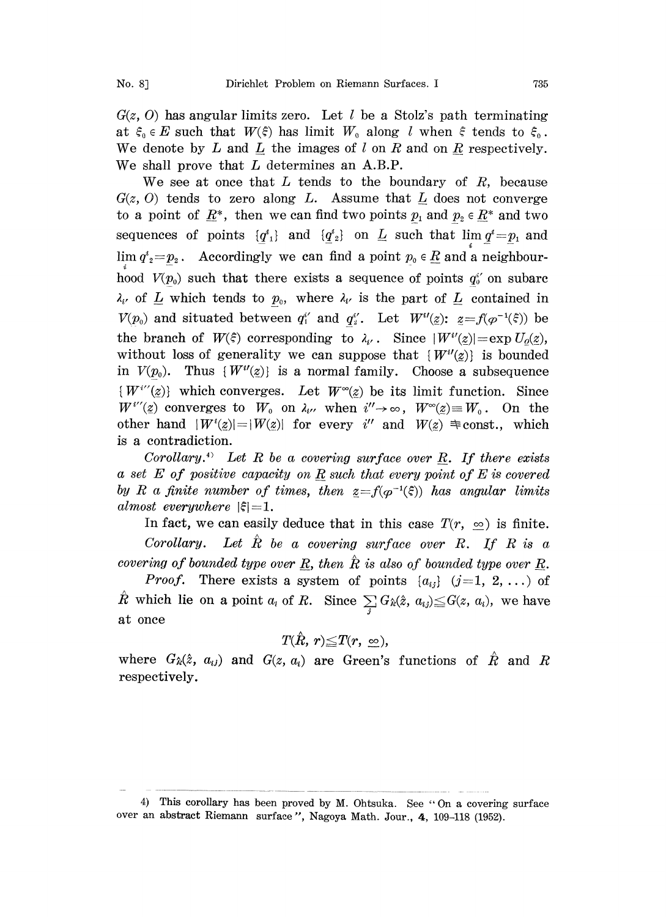$G(z, O)$ has angular limits zero. Let $l$ be a Stolz's path terminating at $\xi_0 \in E$ such that $W(\xi)$ has limit $W_0$ along $l$ when $\xi$ tends to $\xi_0$. We denote by $L$ and $\underline{L}$ the images of $l$ on $R$ and on $\underline{R}$ respectively. We shall prove that $L$ determines an A.B.P.

We see at once that $L$ tends to the boundary of $R$, because $G(z, O)$ tends to zero along $L$. Assume that $\underline{L}$ does not converge to a point of $\underline{R}^*$, then we can find two points $\underline{p}_1$ and $\underline{p}_2 \in \underline{R}^*$ and two sequences of points $\{\underline{q}^i{}_1\}$ and $\{\underline{q}^i{}_2\}$ on $\underline{L}$ such that $\lim_i \underline{q}^i = \underline{p}_1$ and $\lim_i q^i{}_2 = \underline{p}_2$. Accordingly we can find a point $p_0 \in \underline{R}$ and a neighbourhood $V(p_0)$ such that there exists a sequence of points $\underline{q}_0^{i'}$ on subarc $\lambda_{i'}$ of $\underline{L}$ which tends to $\underline{p}_0$, where $\lambda_{i'}$ is the part of $\underline{L}$ contained in $V(p_0)$ and situated between $q_1^{i'}$ and $\underline{q}_2^{i'}$. Let $W^{i'}(\underline{z})$: $\underline{z} = f(\varphi^{-1}(\xi))$ be the branch of $W(\xi)$ corresponding to $\lambda_{i'}$. Since $|W^{i'}(\underline{z})| = \exp U_{\underline{O}}(\underline{z})$, without loss of generality we can suppose that $\{W^{i'}(\underline{z})\}$ is bounded in $V(\underline{p}_0)$. Thus $\{W^{i'}(\underline{z})\}$ is a normal family. Choose a subsequence $\{W^{i''}(\underline{z})\}$ which converges. Let $W^\infty(\underline{z})$ be its limit function. Since $W^{i''}(\underline{z})$ converges to $W_0$ on $\lambda_{i''}$ when $i'' \to \infty$, $W^\infty(\underline{z}) \equiv W_0$. On the other hand $|W^i(\underline{z})| = |W(\underline{z})|$ for every $i''$ and $W(\underline{z}) \not\equiv \text{const.}$, which is a contradiction.

*Corollary.*[4] *Let $R$ be a covering surface over $\underline{R}$. If there exists a set $E$ of positive capacity on $\underline{R}$ such that every point of $E$ is covered by $R$ a finite number of times, then $\underline{z} = f(\varphi^{-1}(\xi))$ has angular limits almost everywhere $|\xi| = 1$.*

In fact, we can easily deduce that in this case $T(r, \underline{\infty})$ is finite.

*Corollary. Let $\hat{R}$ be a covering surface over $R$. If $R$ is a covering of bounded type over $\underline{R}$, then $\hat{R}$ is also of bounded type over $\underline{R}$.*

*Proof.* There exists a system of points $\{a_{ij}\}$ $(j = 1, 2, \ldots)$ of $\hat{R}$ which lie on a point $a_i$ of $R$. Since $\sum_j G_{\hat{R}}(\hat{z}, a_{ij}) \leq G(z, a_i)$, we have at once

$$T(\hat{R}, r) \leq T(r, \underline{\infty}),$$

where $G_{\hat{R}}(\hat{z}, a_{ij})$ and $G(z, a_i)$ are Green's functions of $\hat{R}$ and $R$ respectively.

---

4) This corollary has been proved by M. Ohtsuka. See "On a covering surface over an abstract Riemann surface", Nagoya Math. Jour., 4, 109–118 (1952).